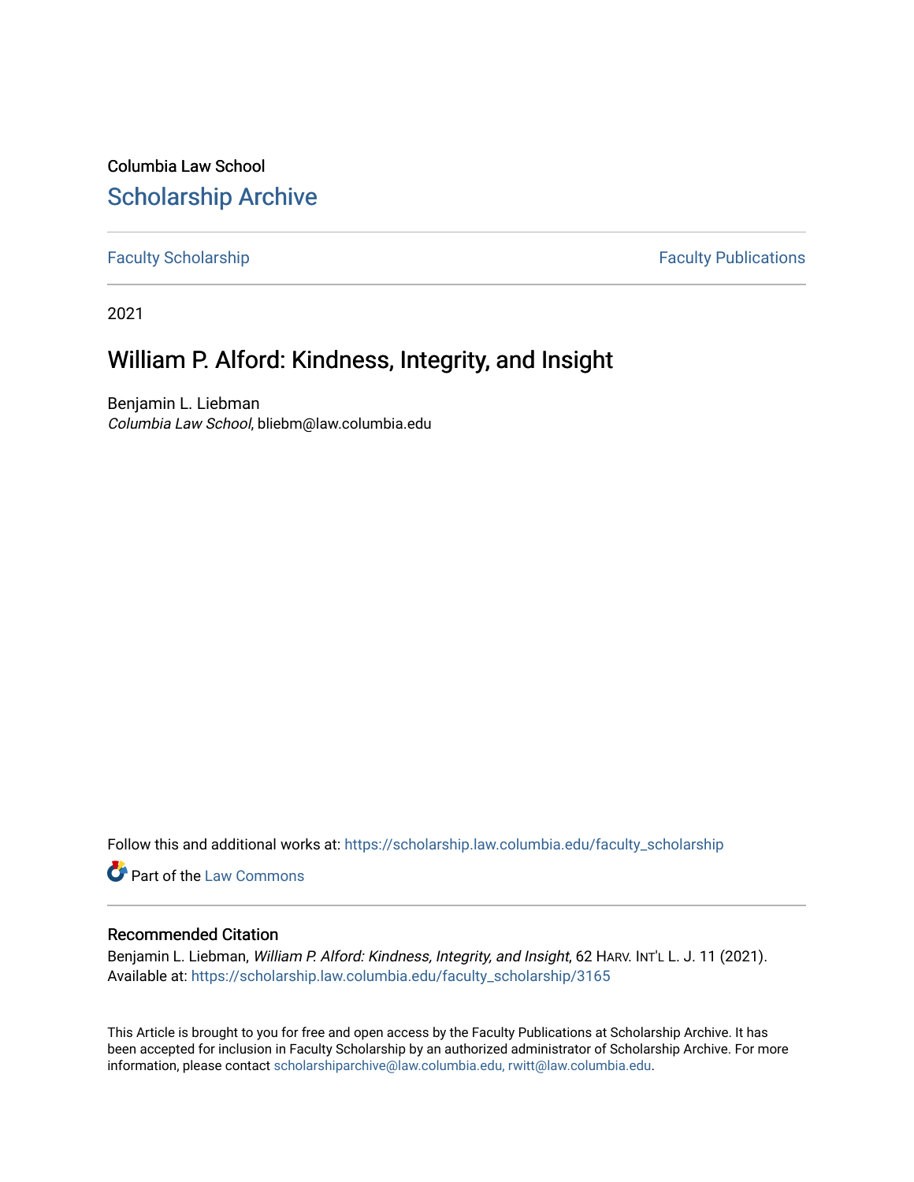Columbia Law School

# Scholarship Archive

Faculty Scholarship | Faculty Publications

2021

## William P. Alford: Kindness, Integrity, and Insight

Benjamin L. Liebman
*Columbia Law School*, bliebm@law.columbia.edu

Follow this and additional works at: https://scholarship.law.columbia.edu/faculty_scholarship

Part of the Law Commons

### Recommended Citation

Benjamin L. Liebman, *William P. Alford: Kindness, Integrity, and Insight*, 62 HARV. INT'L L. J. 11 (2021).
Available at: https://scholarship.law.columbia.edu/faculty_scholarship/3165

This Article is brought to you for free and open access by the Faculty Publications at Scholarship Archive. It has been accepted for inclusion in Faculty Scholarship by an authorized administrator of Scholarship Archive. For more information, please contact scholarshiparchive@law.columbia.edu, rwitt@law.columbia.edu.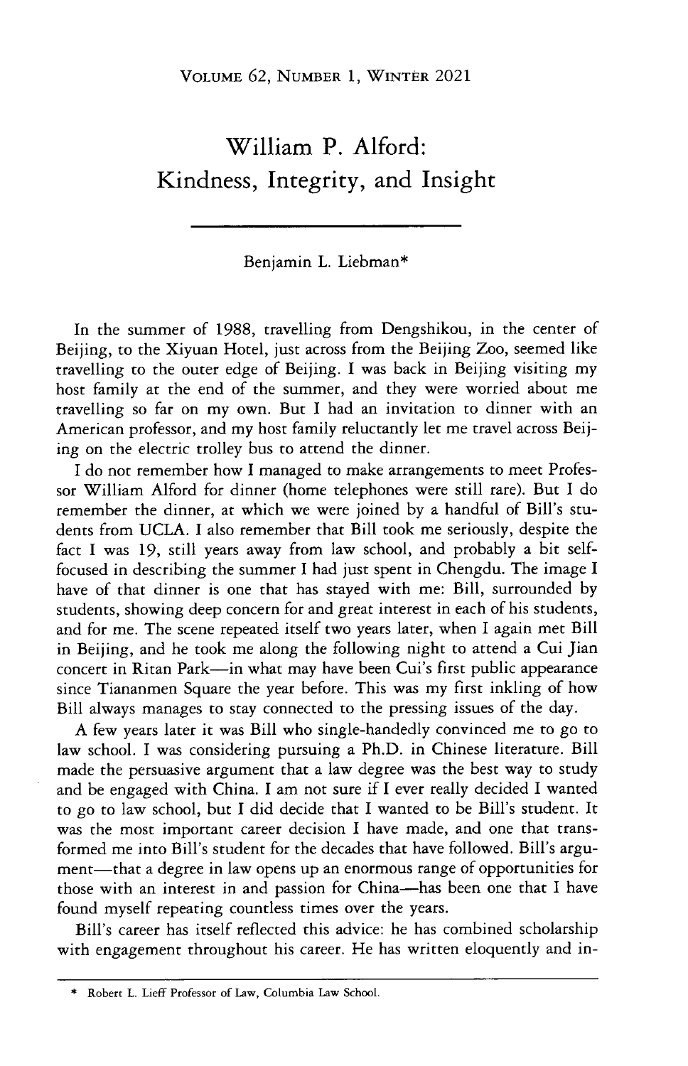# William P. Alford: Kindness, Integrity, and Insight

Benjamin L. Liebman*

In the summer of 1988, travelling from Dengshikou, in the center of Beijing, to the Xiyuan Hotel, just across from the Beijing Zoo, seemed like travelling to the outer edge of Beijing. I was back in Beijing visiting my host family at the end of the summer, and they were worried about me travelling so far on my own. But I had an invitation to dinner with an American professor, and my host family reluctantly let me travel across Beijing on the electric trolley bus to attend the dinner.

I do not remember how I managed to make arrangements to meet Professor William Alford for dinner (home telephones were still rare). But I do remember the dinner, at which we were joined by a handful of Bill's students from UCLA. I also remember that Bill took me seriously, despite the fact I was 19, still years away from law school, and probably a bit self-focused in describing the summer I had just spent in Chengdu. The image I have of that dinner is one that has stayed with me: Bill, surrounded by students, showing deep concern for and great interest in each of his students, and for me. The scene repeated itself two years later, when I again met Bill in Beijing, and he took me along the following night to attend a Cui Jian concert in Ritan Park—in what may have been Cui's first public appearance since Tiananmen Square the year before. This was my first inkling of how Bill always manages to stay connected to the pressing issues of the day.

A few years later it was Bill who single-handedly convinced me to go to law school. I was considering pursuing a Ph.D. in Chinese literature. Bill made the persuasive argument that a law degree was the best way to study and be engaged with China. I am not sure if I ever really decided I wanted to go to law school, but I did decide that I wanted to be Bill's student. It was the most important career decision I have made, and one that transformed me into Bill's student for the decades that have followed. Bill's argument—that a degree in law opens up an enormous range of opportunities for those with an interest in and passion for China—has been one that I have found myself repeating countless times over the years.

Bill's career has itself reflected this advice: he has combined scholarship with engagement throughout his career. He has written eloquently and in-

* Robert L. Lieff Professor of Law, Columbia Law School.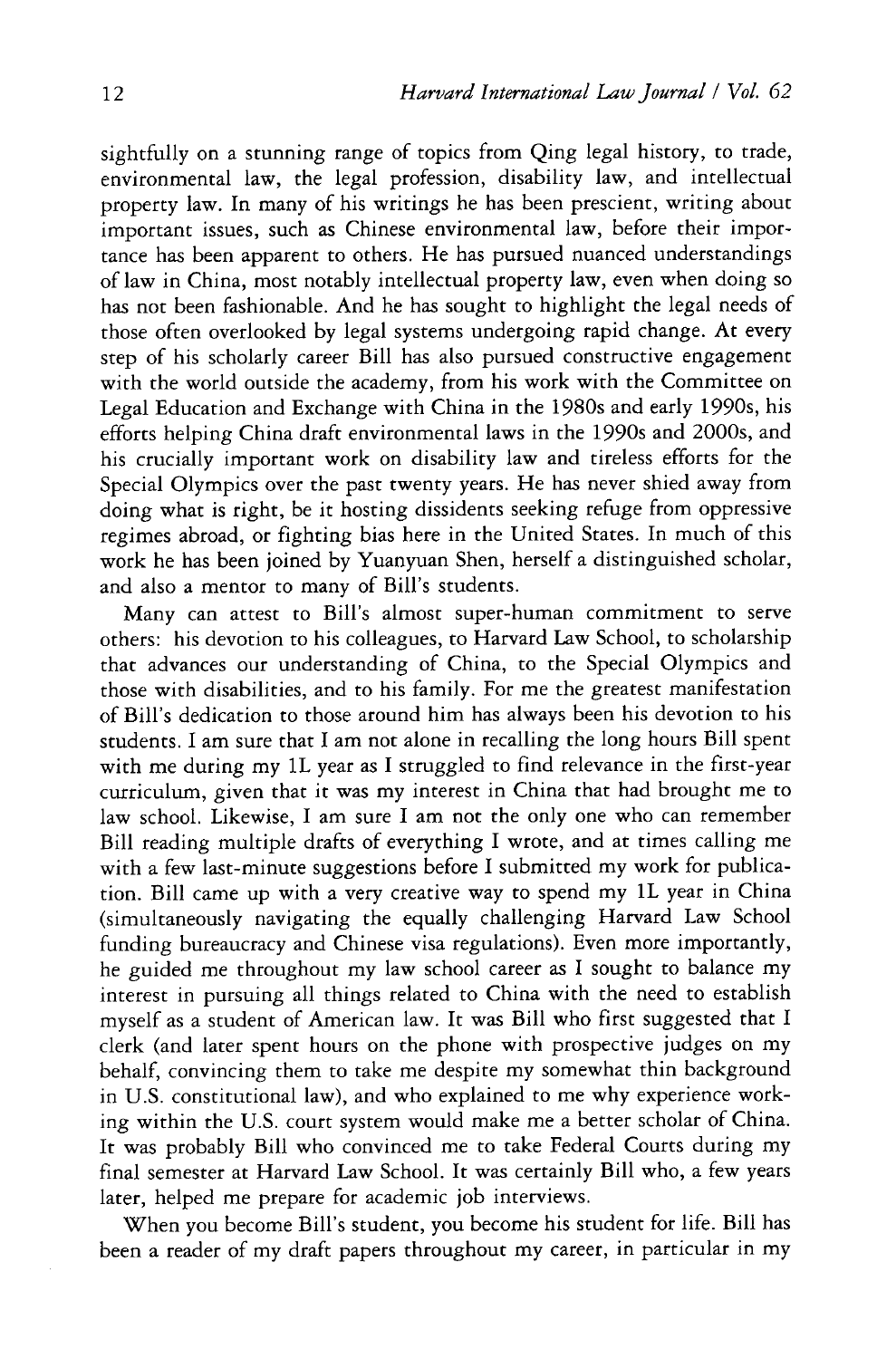sightfully on a stunning range of topics from Qing legal history, to trade, environmental law, the legal profession, disability law, and intellectual property law. In many of his writings he has been prescient, writing about important issues, such as Chinese environmental law, before their importance has been apparent to others. He has pursued nuanced understandings of law in China, most notably intellectual property law, even when doing so has not been fashionable. And he has sought to highlight the legal needs of those often overlooked by legal systems undergoing rapid change. At every step of his scholarly career Bill has also pursued constructive engagement with the world outside the academy, from his work with the Committee on Legal Education and Exchange with China in the 1980s and early 1990s, his efforts helping China draft environmental laws in the 1990s and 2000s, and his crucially important work on disability law and tireless efforts for the Special Olympics over the past twenty years. He has never shied away from doing what is right, be it hosting dissidents seeking refuge from oppressive regimes abroad, or fighting bias here in the United States. In much of this work he has been joined by Yuanyuan Shen, herself a distinguished scholar, and also a mentor to many of Bill's students.

Many can attest to Bill's almost super-human commitment to serve others: his devotion to his colleagues, to Harvard Law School, to scholarship that advances our understanding of China, to the Special Olympics and those with disabilities, and to his family. For me the greatest manifestation of Bill's dedication to those around him has always been his devotion to his students. I am sure that I am not alone in recalling the long hours Bill spent with me during my 1L year as I struggled to find relevance in the first-year curriculum, given that it was my interest in China that had brought me to law school. Likewise, I am sure I am not the only one who can remember Bill reading multiple drafts of everything I wrote, and at times calling me with a few last-minute suggestions before I submitted my work for publication. Bill came up with a very creative way to spend my 1L year in China (simultaneously navigating the equally challenging Harvard Law School funding bureaucracy and Chinese visa regulations). Even more importantly, he guided me throughout my law school career as I sought to balance my interest in pursuing all things related to China with the need to establish myself as a student of American law. It was Bill who first suggested that I clerk (and later spent hours on the phone with prospective judges on my behalf, convincing them to take me despite my somewhat thin background in U.S. constitutional law), and who explained to me why experience working within the U.S. court system would make me a better scholar of China. It was probably Bill who convinced me to take Federal Courts during my final semester at Harvard Law School. It was certainly Bill who, a few years later, helped me prepare for academic job interviews.

When you become Bill's student, you become his student for life. Bill has been a reader of my draft papers throughout my career, in particular in my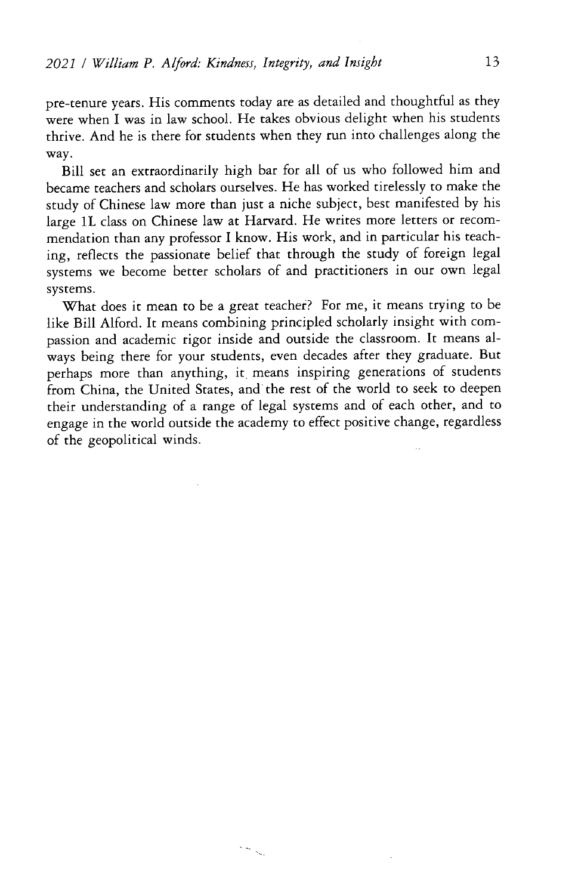pre-tenure years. His comments today are as detailed and thoughtful as they were when I was in law school. He takes obvious delight when his students thrive. And he is there for students when they run into challenges along the way.

Bill set an extraordinarily high bar for all of us who followed him and became teachers and scholars ourselves. He has worked tirelessly to make the study of Chinese law more than just a niche subject, best manifested by his large 1L class on Chinese law at Harvard. He writes more letters or recommendation than any professor I know. His work, and in particular his teaching, reflects the passionate belief that through the study of foreign legal systems we become better scholars of and practitioners in our own legal systems.

What does it mean to be a great teacher? For me, it means trying to be like Bill Alford. It means combining principled scholarly insight with compassion and academic rigor inside and outside the classroom. It means always being there for your students, even decades after they graduate. But perhaps more than anything, it means inspiring generations of students from China, the United States, and the rest of the world to seek to deepen their understanding of a range of legal systems and of each other, and to engage in the world outside the academy to effect positive change, regardless of the geopolitical winds.